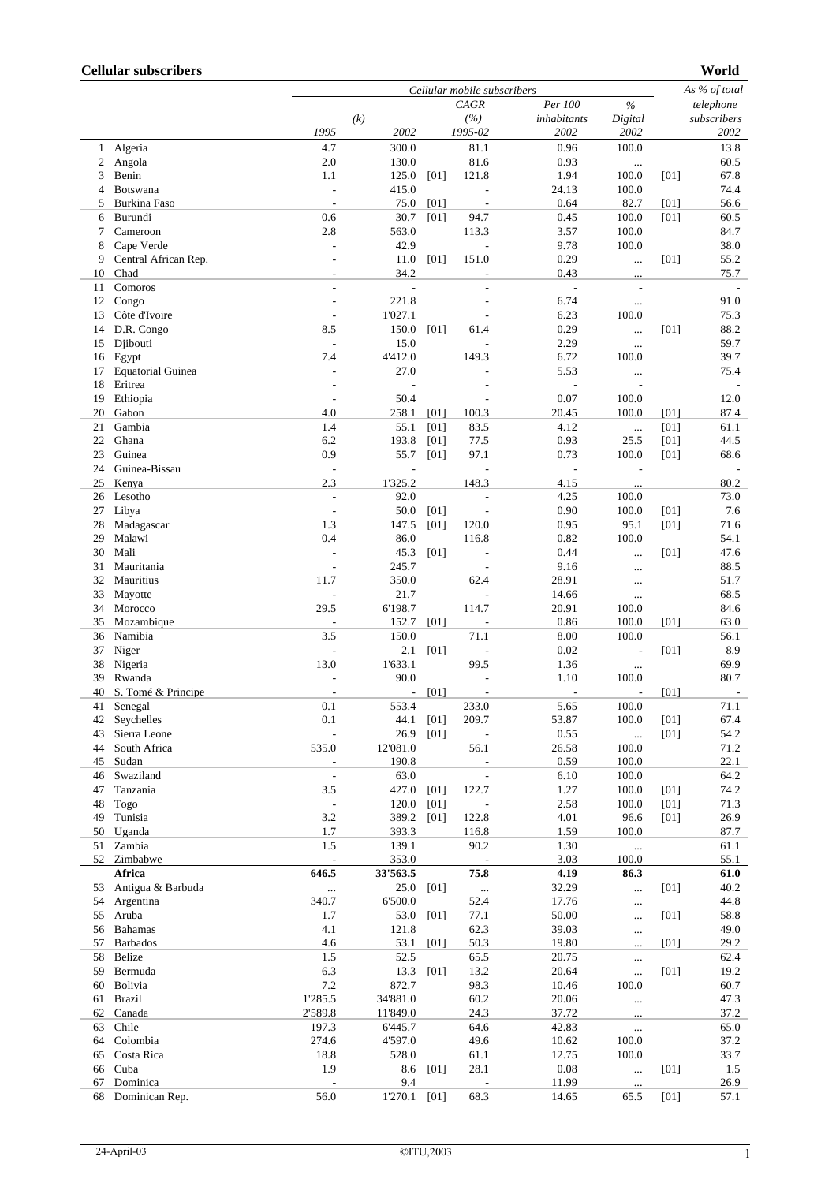**Cellular subscribers** **World**

| | | Cellular mobile subscribers | | | | | | | | As % of total telephone subscribers |
|---|---|---|---|---|---|---|---|---|---|---|
| | | (k) | | | CAGR (%) | Per 100 inhabitants | % Digital | | | |
| | | 1995 | 2002 | | 1995-02 | 2002 | 2002 | | | 2002 |
| 1 | Algeria | 4.7 | 300.0 | | 81.1 | 0.96 | 100.0 | | | 13.8 |
| 2 | Angola | 2.0 | 130.0 | | 81.6 | 0.93 | ... | | | 60.5 |
| 3 | Benin | 1.1 | 125.0 | [01] | 121.8 | 1.94 | 100.0 | | [01] | 67.8 |
| 4 | Botswana | - | 415.0 | | - | 24.13 | 100.0 | | | 74.4 |
| 5 | Burkina Faso | - | 75.0 | [01] | - | 0.64 | 82.7 | | [01] | 56.6 |
| 6 | Burundi | 0.6 | 30.7 | [01] | 94.7 | 0.45 | 100.0 | | [01] | 60.5 |
| 7 | Cameroon | 2.8 | 563.0 | | 113.3 | 3.57 | 100.0 | | | 84.7 |
| 8 | Cape Verde | - | 42.9 | | - | 9.78 | 100.0 | | | 38.0 |
| 9 | Central African Rep. | - | 11.0 | [01] | 151.0 | 0.29 | ... | | [01] | 55.2 |
| 10 | Chad | - | 34.2 | | - | 0.43 | ... | | | 75.7 |
| 11 | Comoros | - | - | | - | - | - | | | - |
| 12 | Congo | - | 221.8 | | - | 6.74 | ... | | | 91.0 |
| 13 | Côte d'Ivoire | - | 1'027.1 | | - | 6.23 | 100.0 | | | 75.3 |
| 14 | D.R. Congo | 8.5 | 150.0 | [01] | 61.4 | 0.29 | ... | | [01] | 88.2 |
| 15 | Djibouti | - | 15.0 | | - | 2.29 | ... | | | 59.7 |
| 16 | Egypt | 7.4 | 4'412.0 | | 149.3 | 6.72 | 100.0 | | | 39.7 |
| 17 | Equatorial Guinea | - | 27.0 | | - | 5.53 | ... | | | 75.4 |
| 18 | Eritrea | - | - | | - | - | - | | | - |
| 19 | Ethiopia | - | 50.4 | | - | 0.07 | 100.0 | | | 12.0 |
| 20 | Gabon | 4.0 | 258.1 | [01] | 100.3 | 20.45 | 100.0 | | [01] | 87.4 |
| 21 | Gambia | 1.4 | 55.1 | [01] | 83.5 | 4.12 | ... | | [01] | 61.1 |
| 22 | Ghana | 6.2 | 193.8 | [01] | 77.5 | 0.93 | 25.5 | | [01] | 44.5 |
| 23 | Guinea | 0.9 | 55.7 | [01] | 97.1 | 0.73 | 100.0 | | [01] | 68.6 |
| 24 | Guinea-Bissau | - | - | | - | - | - | | | - |
| 25 | Kenya | 2.3 | 1'325.2 | | 148.3 | 4.15 | ... | | | 80.2 |
| 26 | Lesotho | - | 92.0 | | - | 4.25 | 100.0 | | | 73.0 |
| 27 | Libya | - | 50.0 | [01] | - | 0.90 | 100.0 | | [01] | 7.6 |
| 28 | Madagascar | 1.3 | 147.5 | [01] | 120.0 | 0.95 | 95.1 | | [01] | 71.6 |
| 29 | Malawi | 0.4 | 86.0 | | 116.8 | 0.82 | 100.0 | | | 54.1 |
| 30 | Mali | - | 45.3 | [01] | - | 0.44 | ... | | [01] | 47.6 |
| 31 | Mauritania | - | 245.7 | | - | 9.16 | ... | | | 88.5 |
| 32 | Mauritius | 11.7 | 350.0 | | 62.4 | 28.91 | ... | | | 51.7 |
| 33 | Mayotte | - | 21.7 | | - | 14.66 | ... | | | 68.5 |
| 34 | Morocco | 29.5 | 6'198.7 | | 114.7 | 20.91 | 100.0 | | | 84.6 |
| 35 | Mozambique | - | 152.7 | [01] | - | 0.86 | 100.0 | | [01] | 63.0 |
| 36 | Namibia | 3.5 | 150.0 | | 71.1 | 8.00 | 100.0 | | | 56.1 |
| 37 | Niger | - | 2.1 | [01] | - | 0.02 | - | | [01] | 8.9 |
| 38 | Nigeria | 13.0 | 1'633.1 | | 99.5 | 1.36 | ... | | | 69.9 |
| 39 | Rwanda | - | 90.0 | | - | 1.10 | 100.0 | | | 80.7 |
| 40 | S. Tomé & Principe | - | - | [01] | - | - | - | | [01] | - |
| 41 | Senegal | 0.1 | 553.4 | | 233.0 | 5.65 | 100.0 | | | 71.1 |
| 42 | Seychelles | 0.1 | 44.1 | [01] | 209.7 | 53.87 | 100.0 | | [01] | 67.4 |
| 43 | Sierra Leone | - | 26.9 | [01] | - | 0.55 | ... | | [01] | 54.2 |
| 44 | South Africa | 535.0 | 12'081.0 | | 56.1 | 26.58 | 100.0 | | | 71.2 |
| 45 | Sudan | - | 190.8 | | - | 0.59 | 100.0 | | | 22.1 |
| 46 | Swaziland | - | 63.0 | | - | 6.10 | 100.0 | | | 64.2 |
| 47 | Tanzania | 3.5 | 427.0 | [01] | 122.7 | 1.27 | 100.0 | | [01] | 74.2 |
| 48 | Togo | - | 120.0 | [01] | - | 2.58 | 100.0 | | [01] | 71.3 |
| 49 | Tunisia | 3.2 | 389.2 | [01] | 122.8 | 4.01 | 96.6 | | [01] | 26.9 |
| 50 | Uganda | 1.7 | 393.3 | | 116.8 | 1.59 | 100.0 | | | 87.7 |
| 51 | Zambia | 1.5 | 139.1 | | 90.2 | 1.30 | ... | | | 61.1 |
| 52 | Zimbabwe | - | 353.0 | | - | 3.03 | 100.0 | | | 55.1 |
| | **Africa** | **646.5** | **33'563.5** | | **75.8** | **4.19** | **86.3** | | | **61.0** |
| 53 | Antigua & Barbuda | ... | 25.0 | [01] | ... | 32.29 | ... | | [01] | 40.2 |
| 54 | Argentina | 340.7 | 6'500.0 | | 52.4 | 17.76 | ... | | | 44.8 |
| 55 | Aruba | 1.7 | 53.0 | [01] | 77.1 | 50.00 | ... | | [01] | 58.8 |
| 56 | Bahamas | 4.1 | 121.8 | | 62.3 | 39.03 | ... | | | 49.0 |
| 57 | Barbados | 4.6 | 53.1 | [01] | 50.3 | 19.80 | ... | | [01] | 29.2 |
| 58 | Belize | 1.5 | 52.5 | | 65.5 | 20.75 | ... | | | 62.4 |
| 59 | Bermuda | 6.3 | 13.3 | [01] | 13.2 | 20.64 | ... | | [01] | 19.2 |
| 60 | Bolivia | 7.2 | 872.7 | | 98.3 | 10.46 | 100.0 | | | 60.7 |
| 61 | Brazil | 1'285.5 | 34'881.0 | | 60.2 | 20.06 | ... | | | 47.3 |
| 62 | Canada | 2'589.8 | 11'849.0 | | 24.3 | 37.72 | ... | | | 37.2 |
| 63 | Chile | 197.3 | 6'445.7 | | 64.6 | 42.83 | ... | | | 65.0 |
| 64 | Colombia | 274.6 | 4'597.0 | | 49.6 | 10.62 | 100.0 | | | 37.2 |
| 65 | Costa Rica | 18.8 | 528.0 | | 61.1 | 12.75 | 100.0 | | | 33.7 |
| 66 | Cuba | 1.9 | 8.6 | [01] | 28.1 | 0.08 | ... | | [01] | 1.5 |
| 67 | Dominica | - | 9.4 | | - | 11.99 | ... | | | 26.9 |
| 68 | Dominican Rep. | 56.0 | 1'270.1 | [01] | 68.3 | 14.65 | 65.5 | | [01] | 57.1 |

24-April-03 ©ITU,2003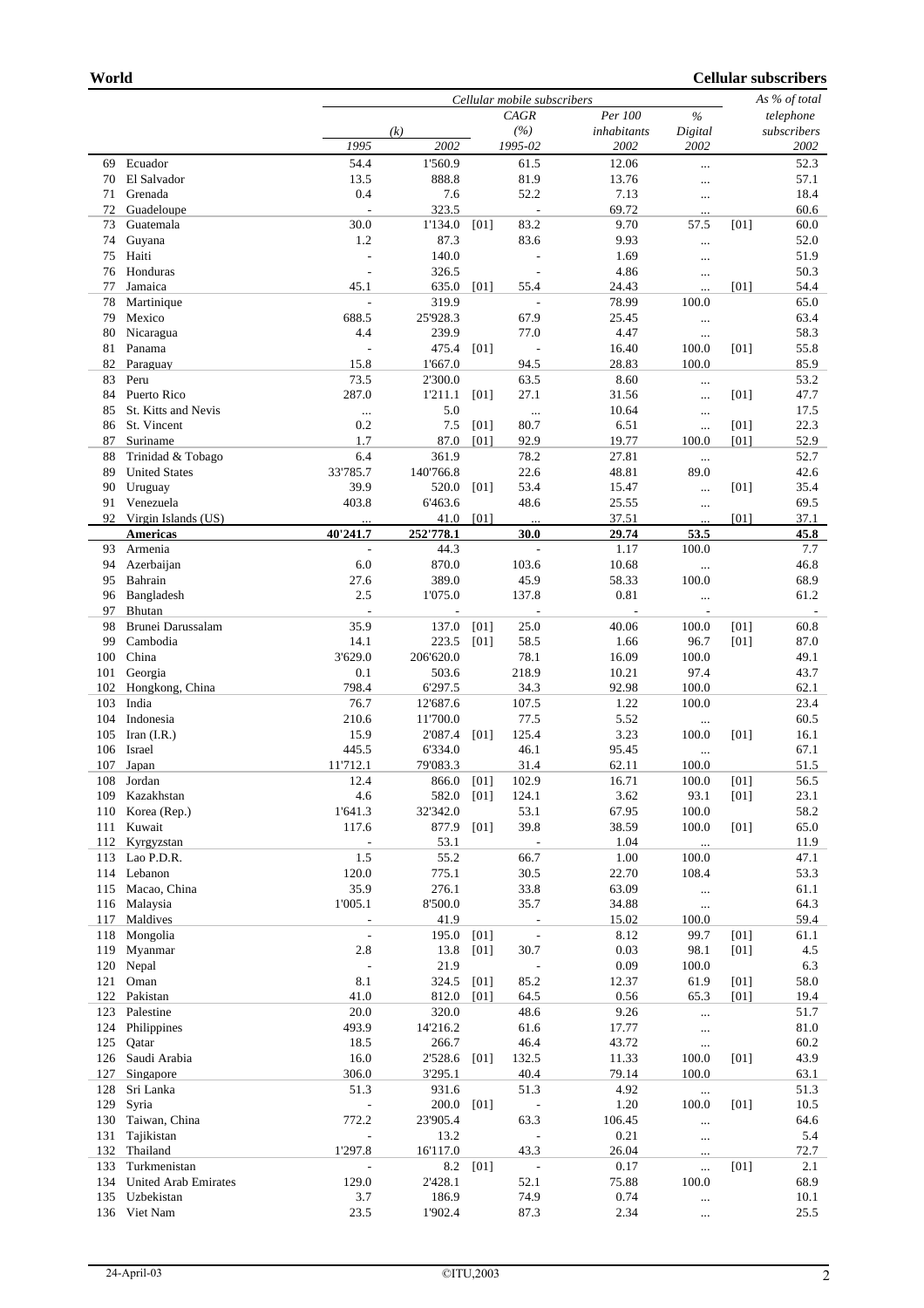# World

## Cellular subscribers

| | | Cellular mobile subscribers | | | | | | | | As % of total telephone subscribers |
|---|---|---|---|---|---|---|---|---|---|---|
| | | (k) | | | CAGR (%) | Per 100 inhabitants | % Digital | | | |
| | | 1995 | 2002 | | 1995-02 | 2002 | 2002 | | | 2002 |
| 69 | Ecuador | 54.4 | 1'560.9 | | 61.5 | 12.06 | ... | | | 52.3 |
| 70 | El Salvador | 13.5 | 888.8 | | 81.9 | 13.76 | ... | | | 57.1 |
| 71 | Grenada | 0.4 | 7.6 | | 52.2 | 7.13 | ... | | | 18.4 |
| 72 | Guadeloupe | - | 323.5 | | - | 69.72 | ... | | | 60.6 |
| 73 | Guatemala | 30.0 | 1'134.0 | [01] | 83.2 | 9.70 | 57.5 | | [01] | 60.0 |
| 74 | Guyana | 1.2 | 87.3 | | 83.6 | 9.93 | ... | | | 52.0 |
| 75 | Haiti | - | 140.0 | | - | 1.69 | ... | | | 51.9 |
| 76 | Honduras | - | 326.5 | | - | 4.86 | ... | | | 50.3 |
| 77 | Jamaica | 45.1 | 635.0 | [01] | 55.4 | 24.43 | ... | | [01] | 54.4 |
| 78 | Martinique | - | 319.9 | | - | 78.99 | 100.0 | | | 65.0 |
| 79 | Mexico | 688.5 | 25'928.3 | | 67.9 | 25.45 | ... | | | 63.4 |
| 80 | Nicaragua | 4.4 | 239.9 | | 77.0 | 4.47 | ... | | | 58.3 |
| 81 | Panama | - | 475.4 | [01] | - | 16.40 | 100.0 | | [01] | 55.8 |
| 82 | Paraguay | 15.8 | 1'667.0 | | 94.5 | 28.83 | 100.0 | | | 85.9 |
| 83 | Peru | 73.5 | 2'300.0 | | 63.5 | 8.60 | ... | | | 53.2 |
| 84 | Puerto Rico | 287.0 | 1'211.1 | [01] | 27.1 | 31.56 | ... | | [01] | 47.7 |
| 85 | St. Kitts and Nevis | ... | 5.0 | | ... | 10.64 | ... | | | 17.5 |
| 86 | St. Vincent | 0.2 | 7.5 | [01] | 80.7 | 6.51 | ... | | [01] | 22.3 |
| 87 | Suriname | 1.7 | 87.0 | [01] | 92.9 | 19.77 | 100.0 | | [01] | 52.9 |
| 88 | Trinidad & Tobago | 6.4 | 361.9 | | 78.2 | 27.81 | ... | | | 52.7 |
| 89 | United States | 33'785.7 | 140'766.8 | | 22.6 | 48.81 | 89.0 | | | 42.6 |
| 90 | Uruguay | 39.9 | 520.0 | [01] | 53.4 | 15.47 | ... | | [01] | 35.4 |
| 91 | Venezuela | 403.8 | 6'463.6 | | 48.6 | 25.55 | ... | | | 69.5 |
| 92 | Virgin Islands (US) | ... | 41.0 | [01] | ... | 37.51 | ... | | [01] | 37.1 |
| | **Americas** | **40'241.7** | **252'778.1** | | **30.0** | **29.74** | **53.5** | | | **45.8** |
| 93 | Armenia | - | 44.3 | | - | 1.17 | 100.0 | | | 7.7 |
| 94 | Azerbaijan | 6.0 | 870.0 | | 103.6 | 10.68 | ... | | | 46.8 |
| 95 | Bahrain | 27.6 | 389.0 | | 45.9 | 58.33 | 100.0 | | | 68.9 |
| 96 | Bangladesh | 2.5 | 1'075.0 | | 137.8 | 0.81 | ... | | | 61.2 |
| 97 | Bhutan | - | - | | - | - | - | | | - |
| 98 | Brunei Darussalam | 35.9 | 137.0 | [01] | 25.0 | 40.06 | 100.0 | | [01] | 60.8 |
| 99 | Cambodia | 14.1 | 223.5 | [01] | 58.5 | 1.66 | 96.7 | | [01] | 87.0 |
| 100 | China | 3'629.0 | 206'620.0 | | 78.1 | 16.09 | 100.0 | | | 49.1 |
| 101 | Georgia | 0.1 | 503.6 | | 218.9 | 10.21 | 97.4 | | | 43.7 |
| 102 | Hongkong, China | 798.4 | 6'297.5 | | 34.3 | 92.98 | 100.0 | | | 62.1 |
| 103 | India | 76.7 | 12'687.6 | | 107.5 | 1.22 | 100.0 | | | 23.4 |
| 104 | Indonesia | 210.6 | 11'700.0 | | 77.5 | 5.52 | ... | | | 60.5 |
| 105 | Iran (I.R.) | 15.9 | 2'087.4 | [01] | 125.4 | 3.23 | 100.0 | | [01] | 16.1 |
| 106 | Israel | 445.5 | 6'334.0 | | 46.1 | 95.45 | ... | | | 67.1 |
| 107 | Japan | 11'712.1 | 79'083.3 | | 31.4 | 62.11 | 100.0 | | | 51.5 |
| 108 | Jordan | 12.4 | 866.0 | [01] | 102.9 | 16.71 | 100.0 | | [01] | 56.5 |
| 109 | Kazakhstan | 4.6 | 582.0 | [01] | 124.1 | 3.62 | 93.1 | | [01] | 23.1 |
| 110 | Korea (Rep.) | 1'641.3 | 32'342.0 | | 53.1 | 67.95 | 100.0 | | | 58.2 |
| 111 | Kuwait | 117.6 | 877.9 | [01] | 39.8 | 38.59 | 100.0 | | [01] | 65.0 |
| 112 | Kyrgyzstan | - | 53.1 | | - | 1.04 | ... | | | 11.9 |
| 113 | Lao P.D.R. | 1.5 | 55.2 | | 66.7 | 1.00 | 100.0 | | | 47.1 |
| 114 | Lebanon | 120.0 | 775.1 | | 30.5 | 22.70 | 108.4 | | | 53.3 |
| 115 | Macao, China | 35.9 | 276.1 | | 33.8 | 63.09 | ... | | | 61.1 |
| 116 | Malaysia | 1'005.1 | 8'500.0 | | 35.7 | 34.88 | ... | | | 64.3 |
| 117 | Maldives | - | 41.9 | | - | 15.02 | 100.0 | | | 59.4 |
| 118 | Mongolia | - | 195.0 | [01] | - | 8.12 | 99.7 | | [01] | 61.1 |
| 119 | Myanmar | 2.8 | 13.8 | [01] | 30.7 | 0.03 | 98.1 | | [01] | 4.5 |
| 120 | Nepal | - | 21.9 | | - | 0.09 | 100.0 | | | 6.3 |
| 121 | Oman | 8.1 | 324.5 | [01] | 85.2 | 12.37 | 61.9 | | [01] | 58.0 |
| 122 | Pakistan | 41.0 | 812.0 | [01] | 64.5 | 0.56 | 65.3 | | [01] | 19.4 |
| 123 | Palestine | 20.0 | 320.0 | | 48.6 | 9.26 | ... | | | 51.7 |
| 124 | Philippines | 493.9 | 14'216.2 | | 61.6 | 17.77 | ... | | | 81.0 |
| 125 | Qatar | 18.5 | 266.7 | | 46.4 | 43.72 | ... | | | 60.2 |
| 126 | Saudi Arabia | 16.0 | 2'528.6 | [01] | 132.5 | 11.33 | 100.0 | | [01] | 43.9 |
| 127 | Singapore | 306.0 | 3'295.1 | | 40.4 | 79.14 | 100.0 | | | 63.1 |
| 128 | Sri Lanka | 51.3 | 931.6 | | 51.3 | 4.92 | ... | | | 51.3 |
| 129 | Syria | - | 200.0 | [01] | - | 1.20 | 100.0 | | [01] | 10.5 |
| 130 | Taiwan, China | 772.2 | 23'905.4 | | 63.3 | 106.45 | ... | | | 64.6 |
| 131 | Tajikistan | - | 13.2 | | - | 0.21 | ... | | | 5.4 |
| 132 | Thailand | 1'297.8 | 16'117.0 | | 43.3 | 26.04 | ... | | | 72.7 |
| 133 | Turkmenistan | - | 8.2 | [01] | - | 0.17 | ... | | [01] | 2.1 |
| 134 | United Arab Emirates | 129.0 | 2'428.1 | | 52.1 | 75.88 | 100.0 | | | 68.9 |
| 135 | Uzbekistan | 3.7 | 186.9 | | 74.9 | 0.74 | ... | | | 10.1 |
| 136 | Viet Nam | 23.5 | 1'902.4 | | 87.3 | 2.34 | ... | | | 25.5 |

24-April-03 ©ITU,2003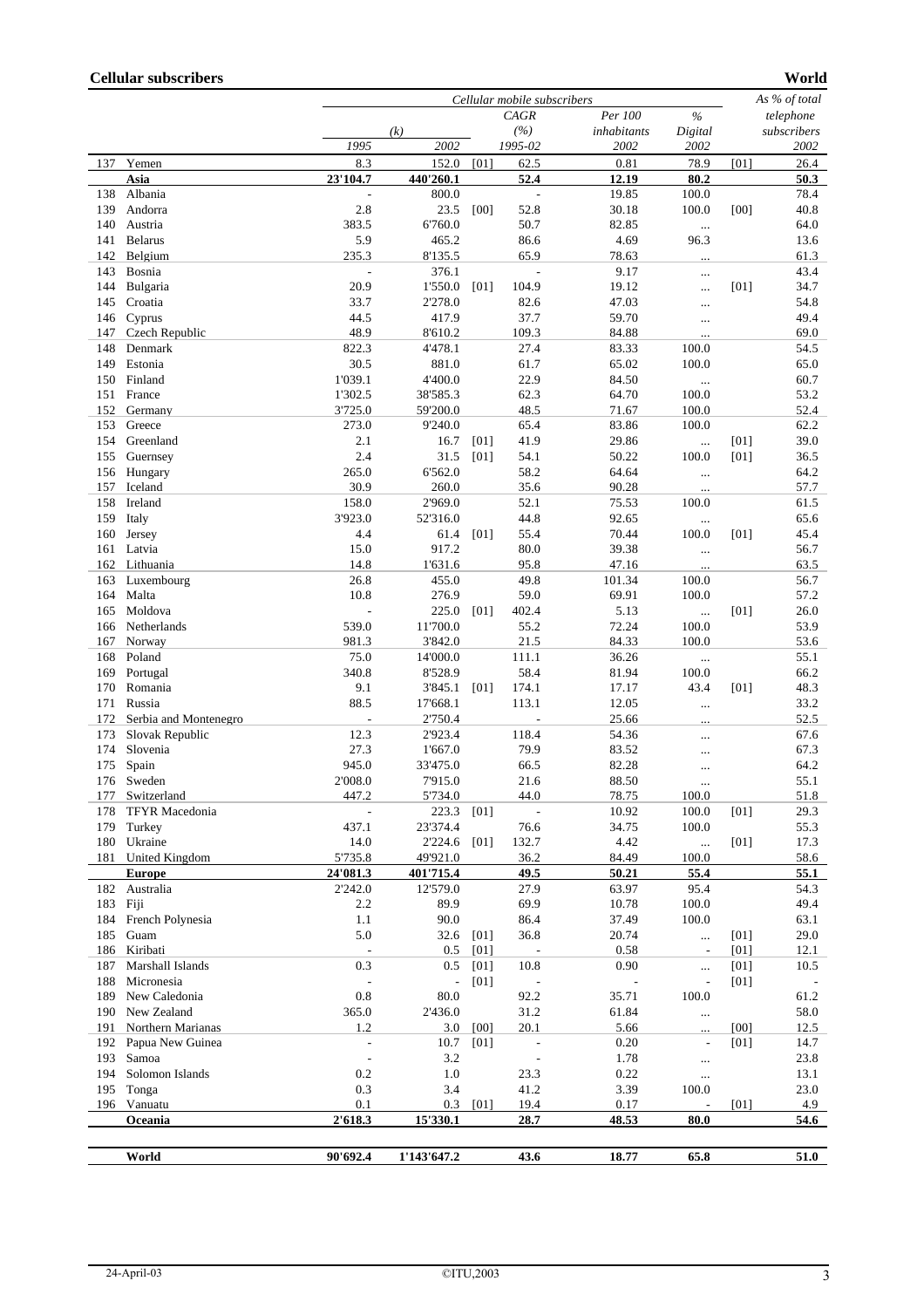**Cellular subscribers** **World**

| | | Cellular mobile subscribers | | | | | | | As % of total telephone subscribers |
|---|---|---|---|---|---|---|---|---|---|
| | | (k) | | | CAGR (%) | Per 100 inhabitants | % Digital | | |
| | | 1995 | 2002 | | 1995-02 | 2002 | 2002 | | 2002 |
| 137 | Yemen | 8.3 | 152.0 | [01] | 62.5 | 0.81 | 78.9 | [01] | 26.4 |
| | **Asia** | **23'104.7** | **440'260.1** | | **52.4** | **12.19** | **80.2** | | **50.3** |
| 138 | Albania | - | 800.0 | | - | 19.85 | 100.0 | | 78.4 |
| 139 | Andorra | 2.8 | 23.5 | [00] | 52.8 | 30.18 | 100.0 | [00] | 40.8 |
| 140 | Austria | 383.5 | 6'760.0 | | 50.7 | 82.85 | ... | | 64.0 |
| 141 | Belarus | 5.9 | 465.2 | | 86.6 | 4.69 | 96.3 | | 13.6 |
| 142 | Belgium | 235.3 | 8'135.5 | | 65.9 | 78.63 | ... | | 61.3 |
| 143 | Bosnia | - | 376.1 | | - | 9.17 | ... | | 43.4 |
| 144 | Bulgaria | 20.9 | 1'550.0 | [01] | 104.9 | 19.12 | ... | [01] | 34.7 |
| 145 | Croatia | 33.7 | 2'278.0 | | 82.6 | 47.03 | ... | | 54.8 |
| 146 | Cyprus | 44.5 | 417.9 | | 37.7 | 59.70 | ... | | 49.4 |
| 147 | Czech Republic | 48.9 | 8'610.2 | | 109.3 | 84.88 | ... | | 69.0 |
| 148 | Denmark | 822.3 | 4'478.1 | | 27.4 | 83.33 | 100.0 | | 54.5 |
| 149 | Estonia | 30.5 | 881.0 | | 61.7 | 65.02 | 100.0 | | 65.0 |
| 150 | Finland | 1'039.1 | 4'400.0 | | 22.9 | 84.50 | ... | | 60.7 |
| 151 | France | 1'302.5 | 38'585.3 | | 62.3 | 64.70 | 100.0 | | 53.2 |
| 152 | Germany | 3'725.0 | 59'200.0 | | 48.5 | 71.67 | 100.0 | | 52.4 |
| 153 | Greece | 273.0 | 9'240.0 | | 65.4 | 83.86 | 100.0 | | 62.2 |
| 154 | Greenland | 2.1 | 16.7 | [01] | 41.9 | 29.86 | ... | [01] | 39.0 |
| 155 | Guernsey | 2.4 | 31.5 | [01] | 54.1 | 50.22 | 100.0 | [01] | 36.5 |
| 156 | Hungary | 265.0 | 6'562.0 | | 58.2 | 64.64 | ... | | 64.2 |
| 157 | Iceland | 30.9 | 260.0 | | 35.6 | 90.28 | ... | | 57.7 |
| 158 | Ireland | 158.0 | 2'969.0 | | 52.1 | 75.53 | 100.0 | | 61.5 |
| 159 | Italy | 3'923.0 | 52'316.0 | | 44.8 | 92.65 | ... | | 65.6 |
| 160 | Jersey | 4.4 | 61.4 | [01] | 55.4 | 70.44 | 100.0 | [01] | 45.4 |
| 161 | Latvia | 15.0 | 917.2 | | 80.0 | 39.38 | ... | | 56.7 |
| 162 | Lithuania | 14.8 | 1'631.6 | | 95.8 | 47.16 | ... | | 63.5 |
| 163 | Luxembourg | 26.8 | 455.0 | | 49.8 | 101.34 | 100.0 | | 56.7 |
| 164 | Malta | 10.8 | 276.9 | | 59.0 | 69.91 | 100.0 | | 57.2 |
| 165 | Moldova | - | 225.0 | [01] | 402.4 | 5.13 | ... | [01] | 26.0 |
| 166 | Netherlands | 539.0 | 11'700.0 | | 55.2 | 72.24 | 100.0 | | 53.9 |
| 167 | Norway | 981.3 | 3'842.0 | | 21.5 | 84.33 | 100.0 | | 53.6 |
| 168 | Poland | 75.0 | 14'000.0 | | 111.1 | 36.26 | ... | | 55.1 |
| 169 | Portugal | 340.8 | 8'528.9 | | 58.4 | 81.94 | 100.0 | | 66.2 |
| 170 | Romania | 9.1 | 3'845.1 | [01] | 174.1 | 17.17 | 43.4 | [01] | 48.3 |
| 171 | Russia | 88.5 | 17'668.1 | | 113.1 | 12.05 | ... | | 33.2 |
| 172 | Serbia and Montenegro | - | 2'750.4 | | - | 25.66 | ... | | 52.5 |
| 173 | Slovak Republic | 12.3 | 2'923.4 | | 118.4 | 54.36 | ... | | 67.6 |
| 174 | Slovenia | 27.3 | 1'667.0 | | 79.9 | 83.52 | ... | | 67.3 |
| 175 | Spain | 945.0 | 33'475.0 | | 66.5 | 82.28 | ... | | 64.2 |
| 176 | Sweden | 2'008.0 | 7'915.0 | | 21.6 | 88.50 | ... | | 55.1 |
| 177 | Switzerland | 447.2 | 5'734.0 | | 44.0 | 78.75 | 100.0 | | 51.8 |
| 178 | TFYR Macedonia | - | 223.3 | [01] | - | 10.92 | 100.0 | [01] | 29.3 |
| 179 | Turkey | 437.1 | 23'374.4 | | 76.6 | 34.75 | 100.0 | | 55.3 |
| 180 | Ukraine | 14.0 | 2'224.6 | [01] | 132.7 | 4.42 | ... | [01] | 17.3 |
| 181 | United Kingdom | 5'735.8 | 49'921.0 | | 36.2 | 84.49 | 100.0 | | 58.6 |
| | **Europe** | **24'081.3** | **401'715.4** | | **49.5** | **50.21** | **55.4** | | **55.1** |
| 182 | Australia | 2'242.0 | 12'579.0 | | 27.9 | 63.97 | 95.4 | | 54.3 |
| 183 | Fiji | 2.2 | 89.9 | | 69.9 | 10.78 | 100.0 | | 49.4 |
| 184 | French Polynesia | 1.1 | 90.0 | | 86.4 | 37.49 | 100.0 | | 63.1 |
| 185 | Guam | 5.0 | 32.6 | [01] | 36.8 | 20.74 | ... | [01] | 29.0 |
| 186 | Kiribati | - | 0.5 | [01] | - | 0.58 | - | [01] | 12.1 |
| 187 | Marshall Islands | 0.3 | 0.5 | [01] | 10.8 | 0.90 | ... | [01] | 10.5 |
| 188 | Micronesia | - | - | [01] | - | - | - | [01] | - |
| 189 | New Caledonia | 0.8 | 80.0 | | 92.2 | 35.71 | 100.0 | | 61.2 |
| 190 | New Zealand | 365.0 | 2'436.0 | | 31.2 | 61.84 | ... | | 58.0 |
| 191 | Northern Marianas | 1.2 | 3.0 | [00] | 20.1 | 5.66 | ... | [00] | 12.5 |
| 192 | Papua New Guinea | - | 10.7 | [01] | - | 0.20 | - | [01] | 14.7 |
| 193 | Samoa | - | 3.2 | | - | 1.78 | ... | | 23.8 |
| 194 | Solomon Islands | 0.2 | 1.0 | | 23.3 | 0.22 | ... | | 13.1 |
| 195 | Tonga | 0.3 | 3.4 | | 41.2 | 3.39 | 100.0 | | 23.0 |
| 196 | Vanuatu | 0.1 | 0.3 | [01] | 19.4 | 0.17 | - | [01] | 4.9 |
| | **Oceania** | **2'618.3** | **15'330.1** | | **28.7** | **48.53** | **80.0** | | **54.6** |
| | **World** | **90'692.4** | **1'143'647.2** | | **43.6** | **18.77** | **65.8** | | **51.0** |

24-April-03 ©ITU,2003